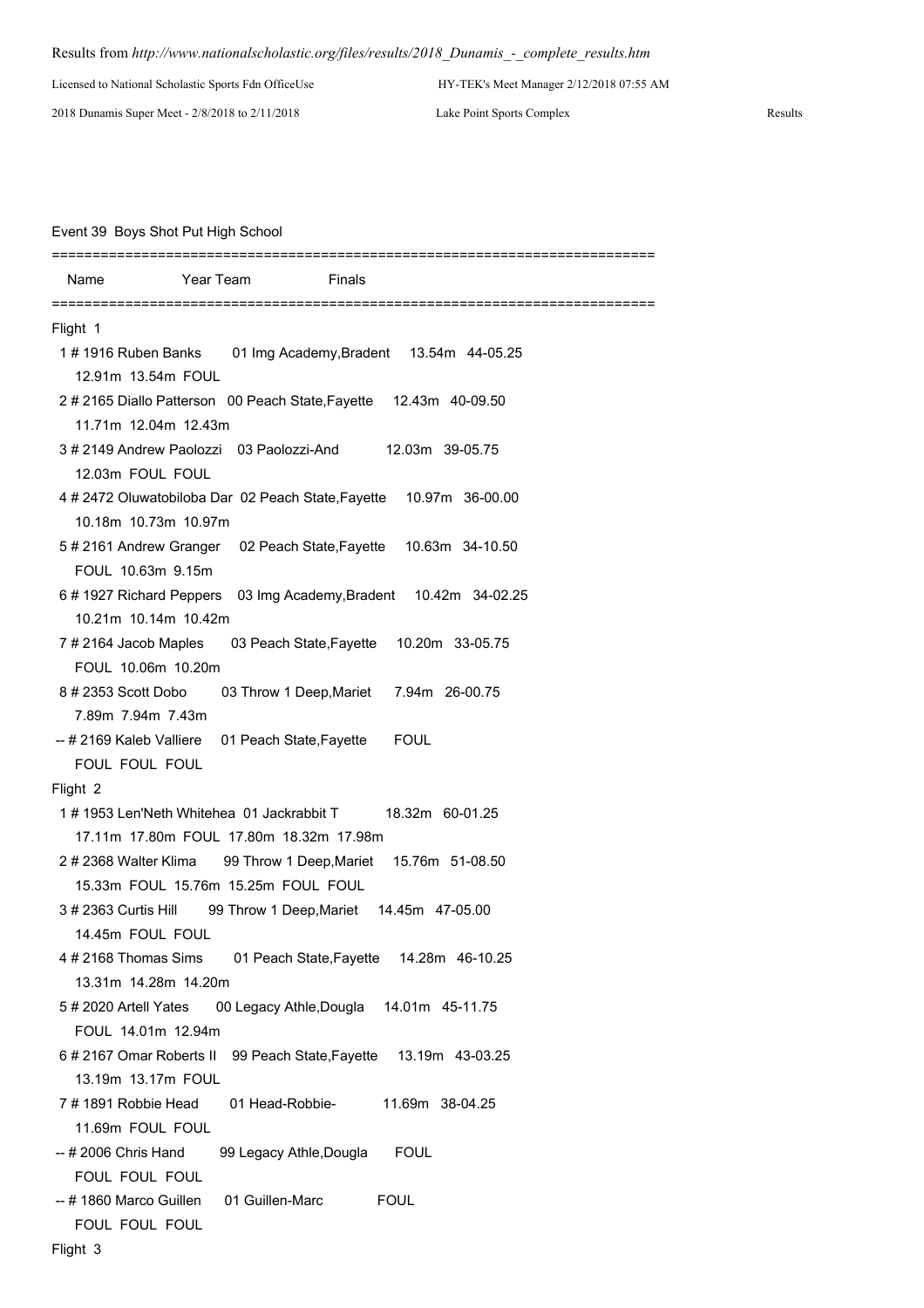Results from *http://www.nationalscholastic.org/files/results/2018_Dunamis_-_complete_results.htm*

Licensed to National Scholastic Sports Fdn OfficeUse    HY-TEK's Meet Manager 2/12/2018 07:55 AM

2018 Dunamis Super Meet - 2/8/2018 to 2/11/2018    Lake Point Sports Complex    Results

### Event 39 Boys Shot Put High School

```
=========================================================================
  Name              Year Team                Finals
=========================================================================
Flight 1
  1 # 1916 Ruben Banks        01 Img Academy,Bradent     13.54m   44-05.25
     12.91m  13.54m  FOUL
  2 # 2165 Diallo Patterson   00 Peach State,Fayette     12.43m   40-09.50
     11.71m  12.04m  12.43m
  3 # 2149 Andrew Paolozzi    03 Paolozzi-And            12.03m   39-05.75
     12.03m  FOUL  FOUL
  4 # 2472 Oluwatobiloba Dar  02 Peach State,Fayette     10.97m   36-00.00
     10.18m  10.73m  10.97m
  5 # 2161 Andrew Granger     02 Peach State,Fayette     10.63m   34-10.50
     FOUL  10.63m  9.15m
  6 # 1927 Richard Peppers    03 Img Academy,Bradent     10.42m   34-02.25
     10.21m  10.14m  10.42m
  7 # 2164 Jacob Maples       03 Peach State,Fayette     10.20m   33-05.75
     FOUL  10.06m  10.20m
  8 # 2353 Scott Dobo         03 Throw 1 Deep,Mariet      7.94m   26-00.75
     7.89m  7.94m  7.43m
 -- # 2169 Kaleb Valliere     01 Peach State,Fayette       FOUL
     FOUL  FOUL  FOUL
Flight 2
  1 # 1953 Len'Neth Whitehea  01 Jackrabbit T            18.32m   60-01.25
     17.11m  17.80m  FOUL  17.80m  18.32m  17.98m
  2 # 2368 Walter Klima       99 Throw 1 Deep,Mariet     15.76m   51-08.50
     15.33m  FOUL  15.76m  15.25m  FOUL  FOUL
  3 # 2363 Curtis Hill        99 Throw 1 Deep,Mariet     14.45m   47-05.00
     14.45m  FOUL  FOUL
  4 # 2168 Thomas Sims        01 Peach State,Fayette     14.28m   46-10.25
     13.31m  14.28m  14.20m
  5 # 2020 Artell Yates       00 Legacy Athle,Dougla     14.01m   45-11.75
     FOUL  14.01m  12.94m
  6 # 2167 Omar Roberts II    99 Peach State,Fayette     13.19m   43-03.25
     13.19m  13.17m  FOUL
  7 # 1891 Robbie Head        01 Head-Robbie-            11.69m   38-04.25
     11.69m  FOUL  FOUL
 -- # 2006 Chris Hand         99 Legacy Athle,Dougla       FOUL
     FOUL  FOUL  FOUL
 -- # 1860 Marco Guillen      01 Guillen-Marc              FOUL
     FOUL  FOUL  FOUL
Flight 3
```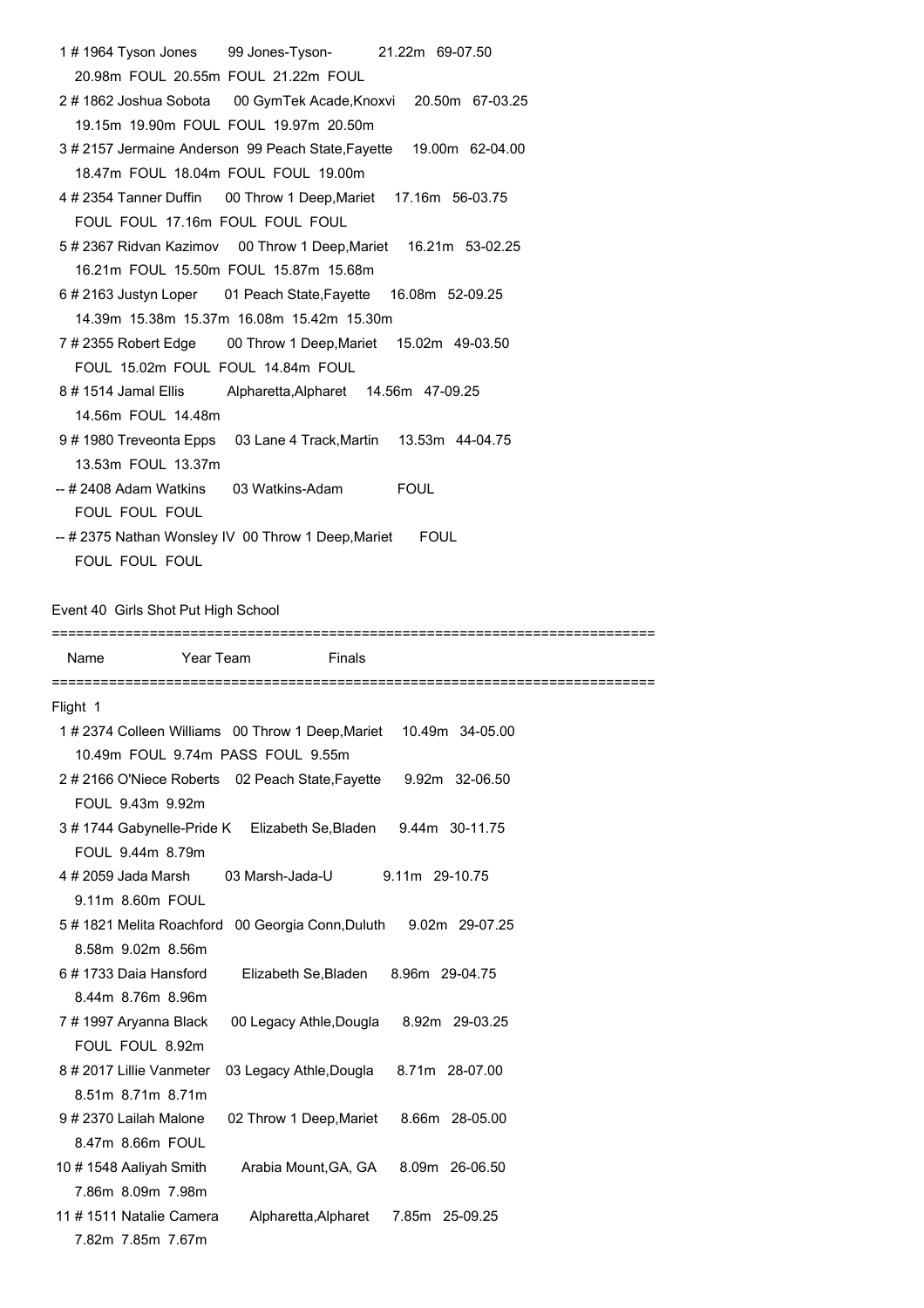```
  1 # 1964 Tyson Jones       99 Jones-Tyson-          21.22m  69-07.50
     20.98m  FOUL  20.55m  FOUL  21.22m  FOUL
  2 # 1862 Joshua Sobota     00 GymTek Acade,Knoxvi    20.50m  67-03.25
     19.15m  19.90m  FOUL  FOUL  19.97m  20.50m
  3 # 2157 Jermaine Anderson  99 Peach State,Fayette    19.00m  62-04.00
     18.47m  FOUL  18.04m  FOUL  FOUL  19.00m
  4 # 2354 Tanner Duffin     00 Throw 1 Deep,Mariet    17.16m  56-03.75
     FOUL  FOUL  17.16m  FOUL  FOUL  FOUL
  5 # 2367 Ridvan Kazimov    00 Throw 1 Deep,Mariet    16.21m  53-02.25
     16.21m  FOUL  15.50m  FOUL  15.87m  15.68m
  6 # 2163 Justyn Loper      01 Peach State,Fayette    16.08m  52-09.25
     14.39m  15.38m  15.37m  16.08m  15.42m  15.30m
  7 # 2355 Robert Edge       00 Throw 1 Deep,Mariet    15.02m  49-03.50
     FOUL  15.02m  FOUL  FOUL  14.84m  FOUL
  8 # 1514 Jamal Ellis          Alpharetta,Alpharet    14.56m  47-09.25
     14.56m  FOUL  14.48m
  9 # 1980 Treveonta Epps    03 Lane 4 Track,Martin    13.53m  44-04.75
     13.53m  FOUL  13.37m
 -- # 2408 Adam Watkins      03 Watkins-Adam             FOUL
     FOUL  FOUL  FOUL
 -- # 2375 Nathan Wonsley IV  00 Throw 1 Deep,Mariet     FOUL
     FOUL  FOUL  FOUL
```

Event 40  Girls Shot Put High School

```
=========================================================================
   Name              Year Team              Finals
=========================================================================
Flight  1
  1 # 2374 Colleen Williams  00 Throw 1 Deep,Mariet    10.49m  34-05.00
     10.49m  FOUL  9.74m  PASS  FOUL  9.55m
  2 # 2166 O'Niece Roberts   02 Peach State,Fayette     9.92m  32-06.50
     FOUL  9.43m  9.92m
  3 # 1744 Gabynelle-Pride K    Elizabeth Se,Bladen     9.44m  30-11.75
     FOUL  9.44m  8.79m
  4 # 2059 Jada Marsh        03 Marsh-Jada-U            9.11m  29-10.75
     9.11m  8.60m  FOUL
  5 # 1821 Melita Roachford  00 Georgia Conn,Duluth     9.02m  29-07.25
     8.58m  9.02m  8.56m
  6 # 1733 Daia Hansford        Elizabeth Se,Bladen     8.96m  29-04.75
     8.44m  8.76m  8.96m
  7 # 1997 Aryanna Black     00 Legacy Athle,Dougla     8.92m  29-03.25
     FOUL  FOUL  8.92m
  8 # 2017 Lillie Vanmeter   03 Legacy Athle,Dougla     8.71m  28-07.00
     8.51m  8.71m  8.71m
  9 # 2370 Lailah Malone     02 Throw 1 Deep,Mariet     8.66m  28-05.00
     8.47m  8.66m  FOUL
 10 # 1548 Aaliyah Smith        Arabia Mount,GA, GA     8.09m  26-06.50
     7.86m  8.09m  7.98m
 11 # 1511 Natalie Camera       Alpharetta,Alpharet     7.85m  25-09.25
     7.82m  7.85m  7.67m
```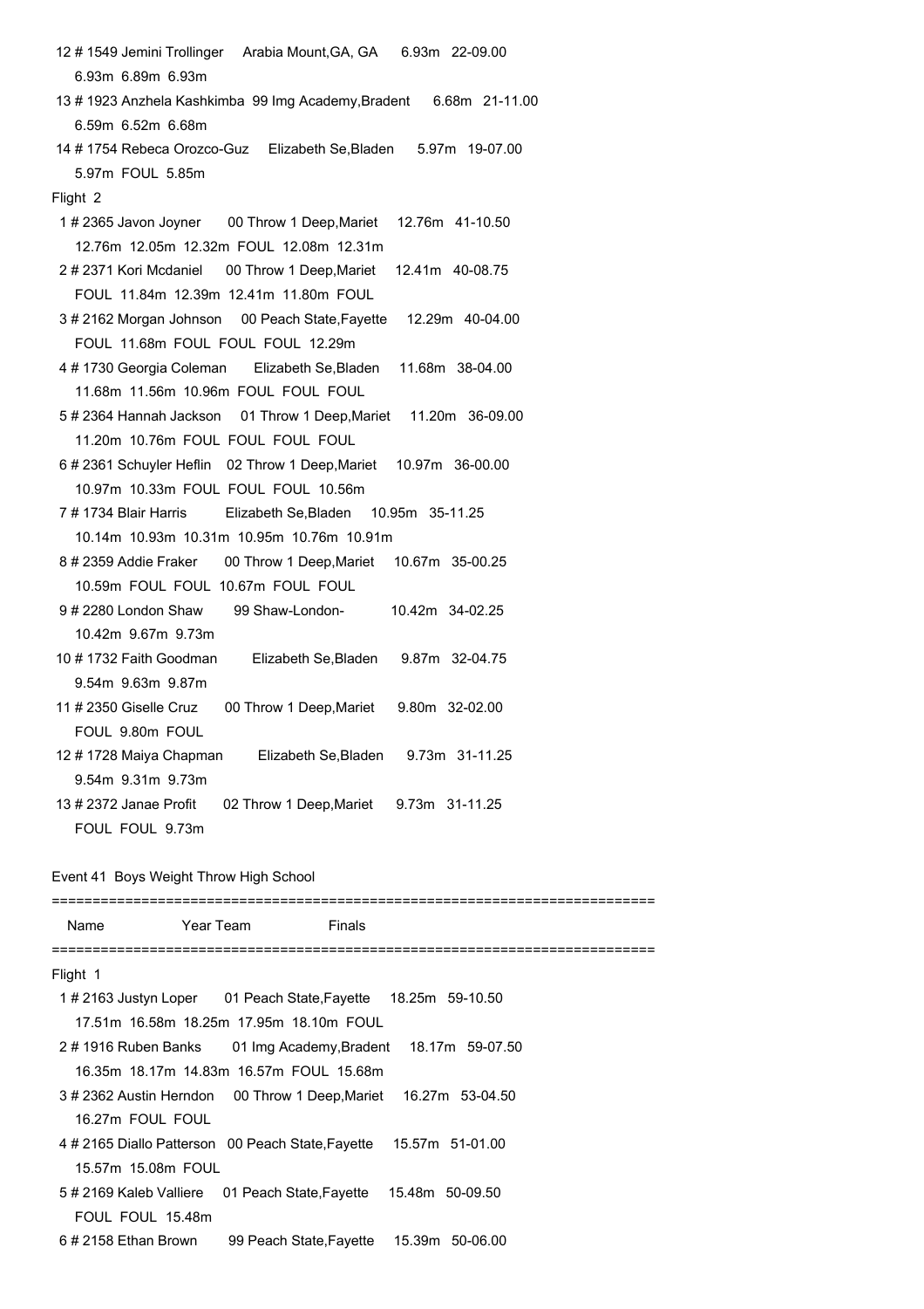```
 12 # 1549 Jemini Trollinger    Arabia Mount,GA, GA     6.93m   22-09.00
    6.93m  6.89m  6.93m
 13 # 1923 Anzhela Kashkimba  99 Img Academy,Bradent     6.68m   21-11.00
    6.59m  6.52m  6.68m
 14 # 1754 Rebeca Orozco-Guz    Elizabeth Se,Bladen     5.97m   19-07.00
    5.97m  FOUL  5.85m
Flight  2
  1 # 2365 Javon Joyner      00 Throw 1 Deep,Mariet     12.76m   41-10.50
    12.76m  12.05m  12.32m  FOUL  12.08m  12.31m
  2 # 2371 Kori Mcdaniel     00 Throw 1 Deep,Mariet     12.41m   40-08.75
    FOUL  11.84m  12.39m  12.41m  11.80m  FOUL
  3 # 2162 Morgan Johnson    00 Peach State,Fayette     12.29m   40-04.00
    FOUL  11.68m  FOUL  FOUL  FOUL  12.29m
  4 # 1730 Georgia Coleman      Elizabeth Se,Bladen     11.68m   38-04.00
    11.68m  11.56m  10.96m  FOUL  FOUL  FOUL
  5 # 2364 Hannah Jackson    01 Throw 1 Deep,Mariet     11.20m   36-09.00
    11.20m  10.76m  FOUL  FOUL  FOUL  FOUL
  6 # 2361 Schuyler Heflin   02 Throw 1 Deep,Mariet     10.97m   36-00.00
    10.97m  10.33m  FOUL  FOUL  FOUL  10.56m
  7 # 1734 Blair Harris         Elizabeth Se,Bladen     10.95m   35-11.25
    10.14m  10.93m  10.31m  10.95m  10.76m  10.91m
  8 # 2359 Addie Fraker      00 Throw 1 Deep,Mariet     10.67m   35-00.25
    10.59m  FOUL  FOUL  10.67m  FOUL  FOUL
  9 # 2280 London Shaw       99 Shaw-London-            10.42m   34-02.25
    10.42m  9.67m  9.73m
 10 # 1732 Faith Goodman        Elizabeth Se,Bladen      9.87m   32-04.75
    9.54m  9.63m  9.87m
 11 # 2350 Giselle Cruz      00 Throw 1 Deep,Mariet      9.80m   32-02.00
    FOUL  9.80m  FOUL
 12 # 1728 Maiya Chapman        Elizabeth Se,Bladen      9.73m   31-11.25
    9.54m  9.31m  9.73m
 13 # 2372 Janae Profit      02 Throw 1 Deep,Mariet      9.73m   31-11.25
    FOUL  FOUL  9.73m
```

Event 41  Boys Weight Throw High School

```
=========================================================================
    Name                    Year Team                   Finals
=========================================================================
Flight  1
  1 # 2163 Justyn Loper      01 Peach State,Fayette     18.25m   59-10.50
    17.51m  16.58m  18.25m  17.95m  18.10m  FOUL
  2 # 1916 Ruben Banks       01 Img Academy,Bradent     18.17m   59-07.50
    16.35m  18.17m  14.83m  16.57m  FOUL  15.68m
  3 # 2362 Austin Herndon    00 Throw 1 Deep,Mariet     16.27m   53-04.50
    16.27m  FOUL  FOUL
  4 # 2165 Diallo Patterson  00 Peach State,Fayette     15.57m   51-01.00
    15.57m  15.08m  FOUL
  5 # 2169 Kaleb Valliere    01 Peach State,Fayette     15.48m   50-09.50
    FOUL  FOUL  15.48m
  6 # 2158 Ethan Brown       99 Peach State,Fayette     15.39m   50-06.00
```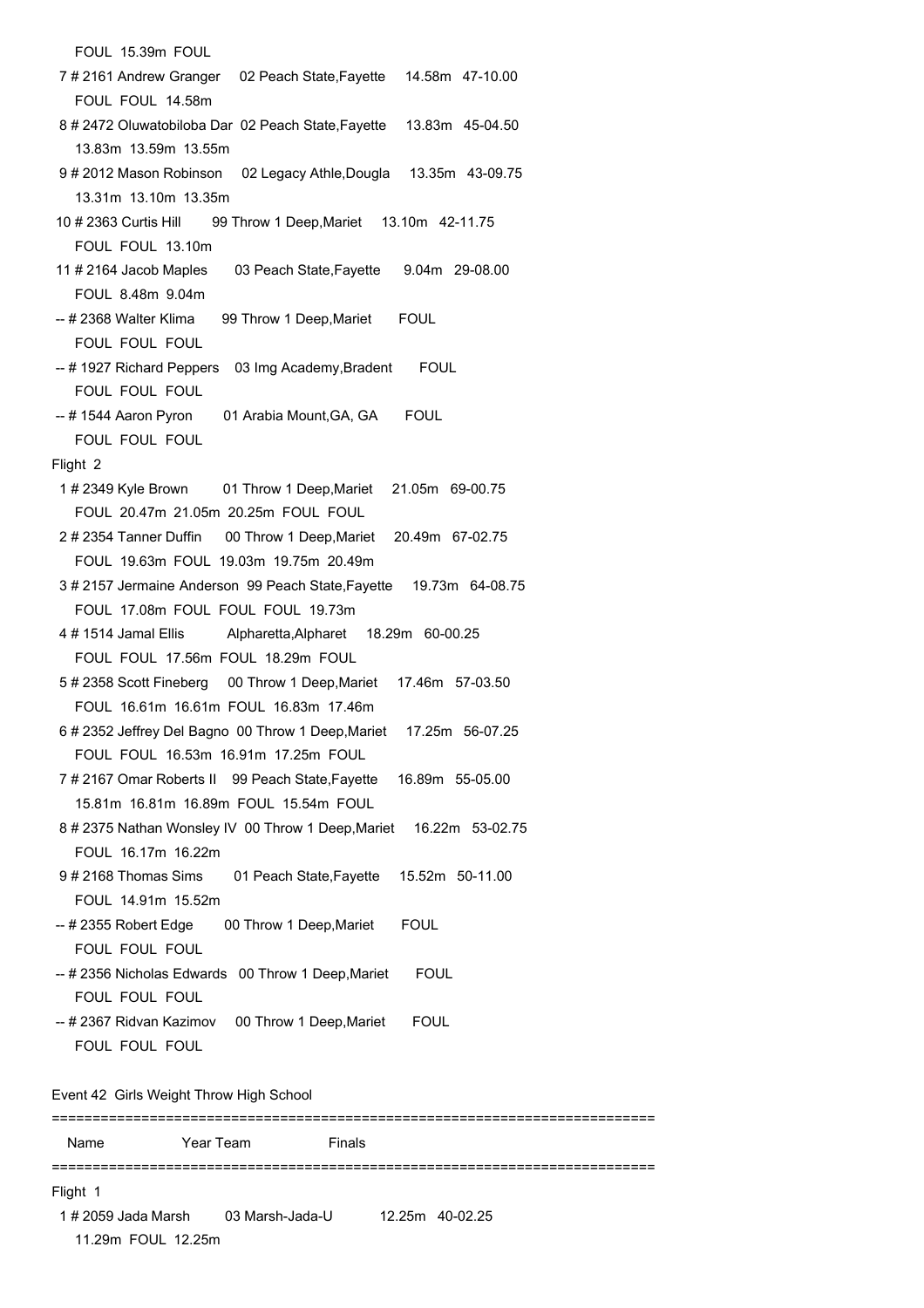FOUL  15.39m  FOUL

7 # 2161 Andrew Granger    02 Peach State,Fayette    14.58m   47-10.00
   FOUL  FOUL  14.58m

8 # 2472 Oluwatobiloba Dar  02 Peach State,Fayette    13.83m   45-04.50
   13.83m  13.59m  13.55m

9 # 2012 Mason Robinson    02 Legacy Athle,Dougla    13.35m   43-09.75
   13.31m  13.10m  13.35m

10 # 2363 Curtis Hill      99 Throw 1 Deep,Mariet    13.10m   42-11.75
   FOUL  FOUL  13.10m

11 # 2164 Jacob Maples     03 Peach State,Fayette     9.04m   29-08.00
   FOUL  8.48m  9.04m

-- # 2368 Walter Klima     99 Throw 1 Deep,Mariet      FOUL
   FOUL  FOUL  FOUL

-- # 1927 Richard Peppers  03 Img Academy,Bradent      FOUL
   FOUL  FOUL  FOUL

-- # 1544 Aaron Pyron      01 Arabia Mount,GA, GA      FOUL
   FOUL  FOUL  FOUL

Flight 2

1 # 2349 Kyle Brown        01 Throw 1 Deep,Mariet    21.05m   69-00.75
   FOUL  20.47m  21.05m  20.25m  FOUL  FOUL

2 # 2354 Tanner Duffin     00 Throw 1 Deep,Mariet    20.49m   67-02.75
   FOUL  19.63m  FOUL  19.03m  19.75m  20.49m

3 # 2157 Jermaine Anderson  99 Peach State,Fayette    19.73m   64-08.75
   FOUL  17.08m  FOUL  FOUL  FOUL  19.73m

4 # 1514 Jamal Ellis          Alpharetta,Alpharet    18.29m   60-00.25
   FOUL  FOUL  17.56m  FOUL  18.29m  FOUL

5 # 2358 Scott Fineberg    00 Throw 1 Deep,Mariet    17.46m   57-03.50
   FOUL  16.61m  16.61m  FOUL  16.83m  17.46m

6 # 2352 Jeffrey Del Bagno  00 Throw 1 Deep,Mariet    17.25m   56-07.25
   FOUL  FOUL  16.53m  16.91m  17.25m  FOUL

7 # 2167 Omar Roberts II   99 Peach State,Fayette    16.89m   55-05.00
   15.81m  16.81m  16.89m  FOUL  15.54m  FOUL

8 # 2375 Nathan Wonsley IV  00 Throw 1 Deep,Mariet    16.22m   53-02.75
   FOUL  16.17m  16.22m

9 # 2168 Thomas Sims       01 Peach State,Fayette    15.52m   50-11.00
   FOUL  14.91m  15.52m

-- # 2355 Robert Edge      00 Throw 1 Deep,Mariet      FOUL
   FOUL  FOUL  FOUL

-- # 2356 Nicholas Edwards  00 Throw 1 Deep,Mariet      FOUL
   FOUL  FOUL  FOUL

-- # 2367 Ridvan Kazimov   00 Throw 1 Deep,Mariet      FOUL
   FOUL  FOUL  FOUL

Event 42  Girls Weight Throw High School

=========================================================================

Name              Year Team              Finals

=========================================================================

Flight 1

1 # 2059 Jada Marsh        03 Marsh-Jada-U         12.25m   40-02.25
   11.29m  FOUL  12.25m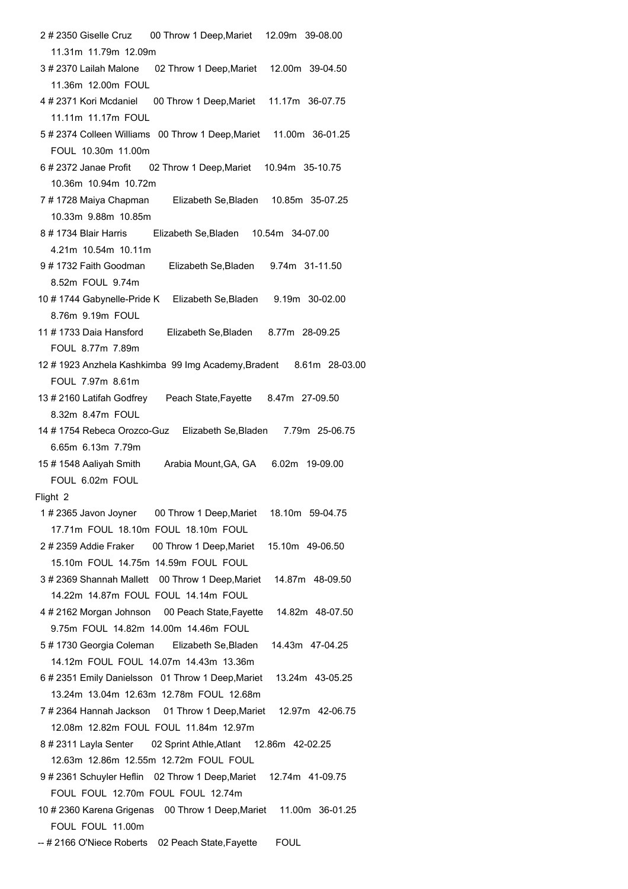2 # 2350 Giselle Cruz 00 Throw 1 Deep,Mariet 12.09m 39-08.00
11.31m 11.79m 12.09m

3 # 2370 Lailah Malone 02 Throw 1 Deep,Mariet 12.00m 39-04.50
11.36m 12.00m FOUL

4 # 2371 Kori Mcdaniel 00 Throw 1 Deep,Mariet 11.17m 36-07.75
11.11m 11.17m FOUL

5 # 2374 Colleen Williams 00 Throw 1 Deep,Mariet 11.00m 36-01.25
FOUL 10.30m 11.00m

6 # 2372 Janae Profit 02 Throw 1 Deep,Mariet 10.94m 35-10.75
10.36m 10.94m 10.72m

7 # 1728 Maiya Chapman Elizabeth Se,Bladen 10.85m 35-07.25
10.33m 9.88m 10.85m

8 # 1734 Blair Harris Elizabeth Se,Bladen 10.54m 34-07.00
4.21m 10.54m 10.11m

9 # 1732 Faith Goodman Elizabeth Se,Bladen 9.74m 31-11.50
8.52m FOUL 9.74m

10 # 1744 Gabynelle-Pride K Elizabeth Se,Bladen 9.19m 30-02.00
8.76m 9.19m FOUL

11 # 1733 Daia Hansford Elizabeth Se,Bladen 8.77m 28-09.25
FOUL 8.77m 7.89m

12 # 1923 Anzhela Kashkimba 99 Img Academy,Bradent 8.61m 28-03.00
FOUL 7.97m 8.61m

13 # 2160 Latifah Godfrey Peach State,Fayette 8.47m 27-09.50
8.32m 8.47m FOUL

14 # 1754 Rebeca Orozco-Guz Elizabeth Se,Bladen 7.79m 25-06.75
6.65m 6.13m 7.79m

15 # 1548 Aaliyah Smith Arabia Mount,GA, GA 6.02m 19-09.00
FOUL 6.02m FOUL

Flight 2

1 # 2365 Javon Joyner 00 Throw 1 Deep,Mariet 18.10m 59-04.75
17.71m FOUL 18.10m FOUL 18.10m FOUL

2 # 2359 Addie Fraker 00 Throw 1 Deep,Mariet 15.10m 49-06.50
15.10m FOUL 14.75m 14.59m FOUL FOUL

3 # 2369 Shannah Mallett 00 Throw 1 Deep,Mariet 14.87m 48-09.50
14.22m 14.87m FOUL FOUL 14.14m FOUL

4 # 2162 Morgan Johnson 00 Peach State,Fayette 14.82m 48-07.50
9.75m FOUL 14.82m 14.00m 14.46m FOUL

5 # 1730 Georgia Coleman Elizabeth Se,Bladen 14.43m 47-04.25
14.12m FOUL FOUL 14.07m 14.43m 13.36m

6 # 2351 Emily Danielsson 01 Throw 1 Deep,Mariet 13.24m 43-05.25
13.24m 13.04m 12.63m 12.78m FOUL 12.68m

7 # 2364 Hannah Jackson 01 Throw 1 Deep,Mariet 12.97m 42-06.75
12.08m 12.82m FOUL FOUL 11.84m 12.97m

8 # 2311 Layla Senter 02 Sprint Athle,Atlant 12.86m 42-02.25
12.63m 12.86m 12.55m 12.72m FOUL FOUL

9 # 2361 Schuyler Heflin 02 Throw 1 Deep,Mariet 12.74m 41-09.75
FOUL FOUL 12.70m FOUL FOUL 12.74m

10 # 2360 Karena Grigenas 00 Throw 1 Deep,Mariet 11.00m 36-01.25
FOUL FOUL 11.00m

-- # 2166 O'Niece Roberts 02 Peach State,Fayette FOUL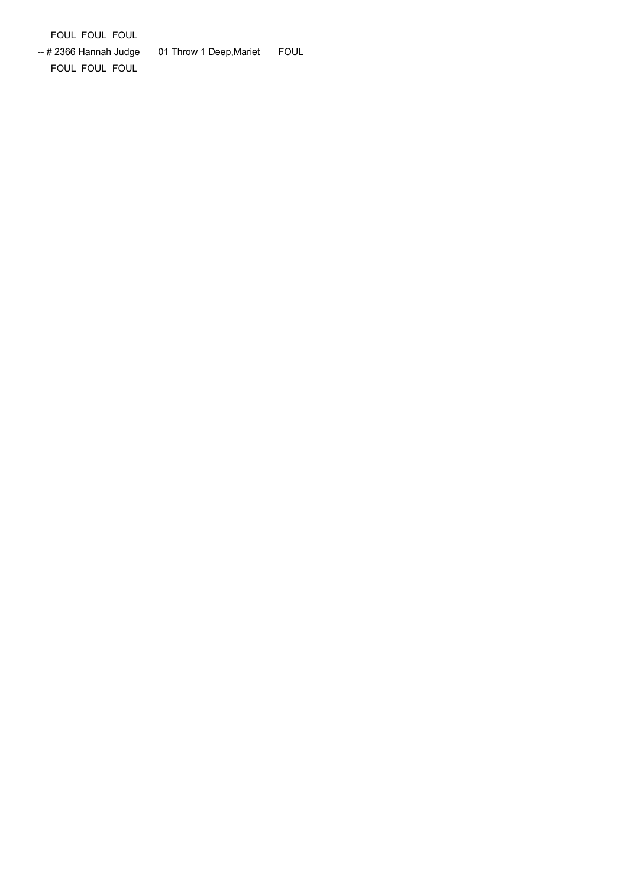FOUL FOUL FOUL

-- # 2366 Hannah Judge 01 Throw 1 Deep,Mariet FOUL

FOUL FOUL FOUL